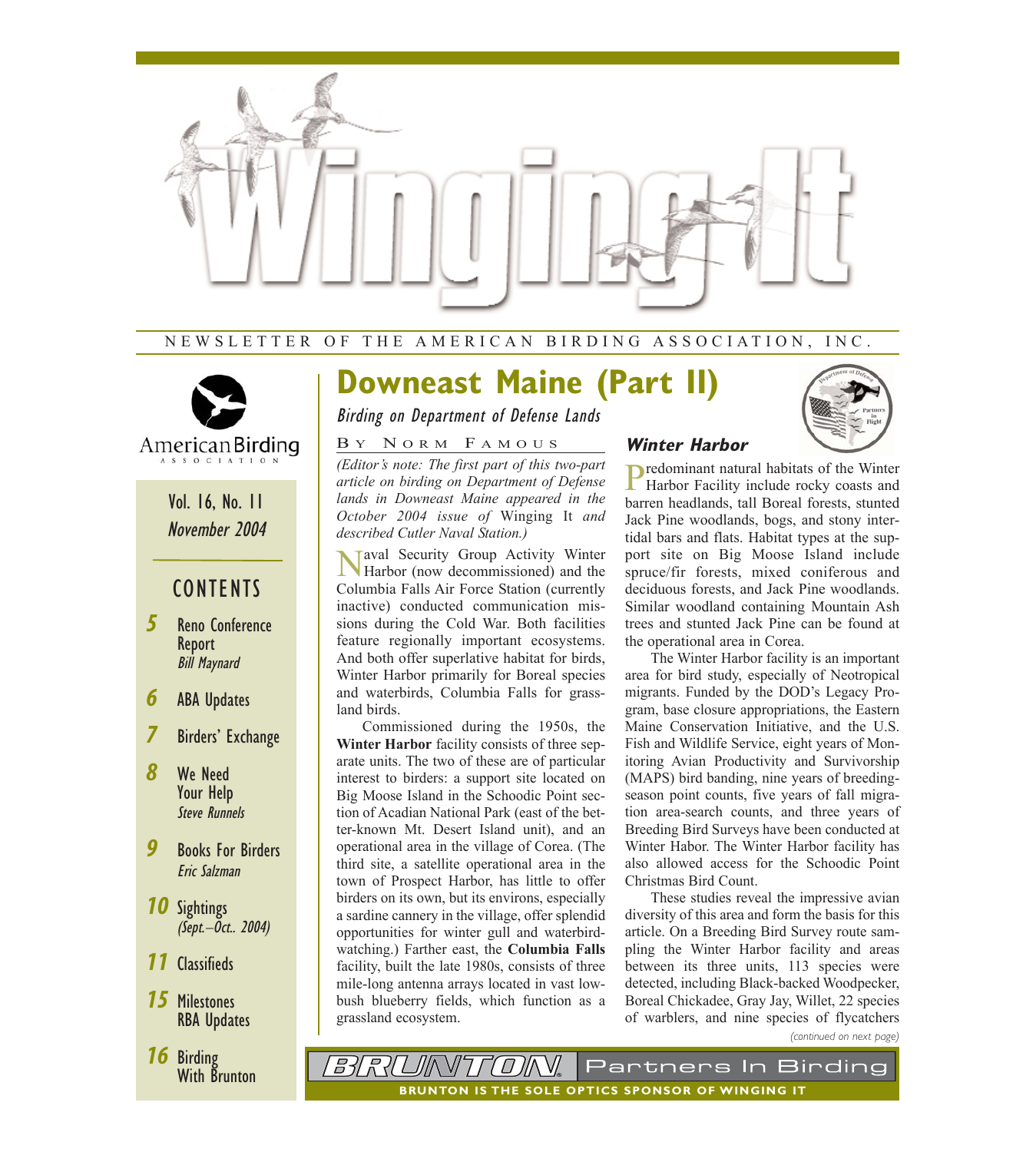# Winging It

NEWSLETTER OF THE AMERICAN BIRDING ASSOCIATION, INC.

American Birding Association

Vol. 16, No. 11
*November 2004*

## CONTENTS

- **5** Reno Conference Report — *Bill Maynard*
- **6** ABA Updates
- **7** Birders' Exchange
- **8** We Need Your Help — *Steve Runnels*
- **9** Books For Birders — *Eric Salzman*
- **10** Sightings *(Sept.–Oct.. 2004)*
- **11** Classifieds
- **15** Milestones RBA Updates
- **16** Birding With Brunton

# Downeast Maine (Part II)

*Birding on Department of Defense Lands*

By Norm Famous

*(Editor's note: The first part of this two-part article on birding on Department of Defense lands in Downeast Maine appeared in the October 2004 issue of* Winging It *and described Cutler Naval Station.)*

Naval Security Group Activity Winter Harbor (now decommissioned) and the Columbia Falls Air Force Station (currently inactive) conducted communication missions during the Cold War. Both facilities feature regionally important ecosystems. And both offer superlative habitat for birds, Winter Harbor primarily for Boreal species and waterbirds, Columbia Falls for grassland birds.

Commissioned during the 1950s, the **Winter Harbor** facility consists of three separate units. The two of these are of particular interest to birders: a support site located on Big Moose Island in the Schoodic Point section of Acadian National Park (east of the better-known Mt. Desert Island unit), and an operational area in the village of Corea. (The third site, a satellite operational area in the town of Prospect Harbor, has little to offer birders on its own, but its environs, especially a sardine cannery in the village, offer splendid opportunities for winter gull and waterbird-watching.) Farther east, the **Columbia Falls** facility, built the late 1980s, consists of three mile-long antenna arrays located in vast lowbush blueberry fields, which function as a grassland ecosystem.

### Winter Harbor

Predominant natural habitats of the Winter Harbor Facility include rocky coasts and barren headlands, tall Boreal forests, stunted Jack Pine woodlands, bogs, and stony intertidal bars and flats. Habitat types at the support site on Big Moose Island include spruce/fir forests, mixed coniferous and deciduous forests, and Jack Pine woodlands. Similar woodland containing Mountain Ash trees and stunted Jack Pine can be found at the operational area in Corea.

The Winter Harbor facility is an important area for bird study, especially of Neotropical migrants. Funded by the DOD's Legacy Program, base closure appropriations, the Eastern Maine Conservation Initiative, and the U.S. Fish and Wildlife Service, eight years of Monitoring Avian Productivity and Survivorship (MAPS) bird banding, nine years of breeding-season point counts, five years of fall migration area-search counts, and three years of Breeding Bird Surveys have been conducted at Winter Habor. The Winter Harbor facility has also allowed access for the Schoodic Point Christmas Bird Count.

These studies reveal the impressive avian diversity of this area and form the basis for this article. On a Breeding Bird Survey route sampling the Winter Harbor facility and areas between its three units, 113 species were detected, including Black-backed Woodpecker, Boreal Chickadee, Gray Jay, Willet, 22 species of warblers, and nine species of flycatchers

*(continued on next page)*

BRUNTON Partners In Birding
BRUNTON IS THE SOLE OPTICS SPONSOR OF WINGING IT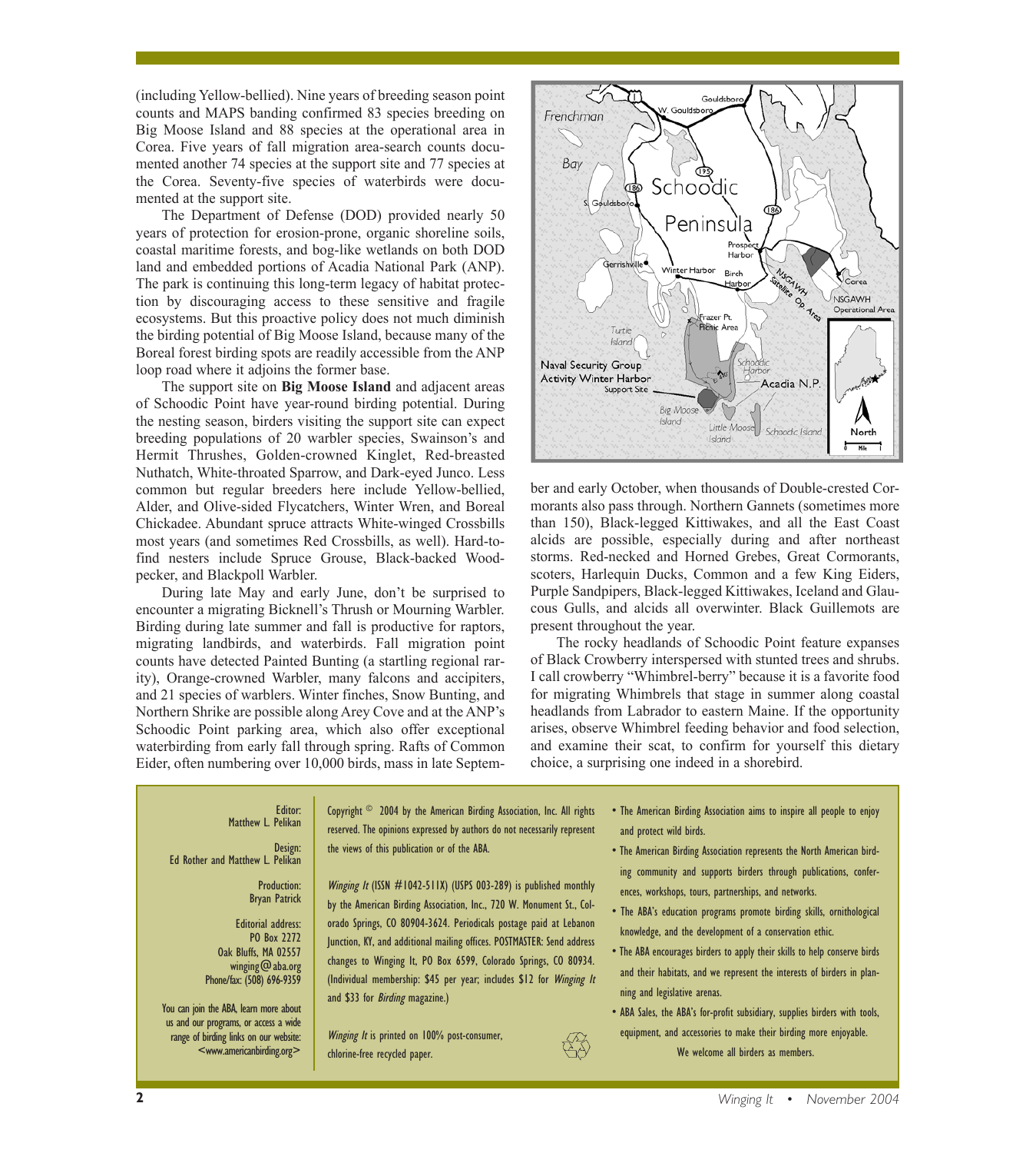(including Yellow-bellied). Nine years of breeding season point counts and MAPS banding confirmed 83 species breeding on Big Moose Island and 88 species at the operational area in Corea. Five years of fall migration area-search counts documented another 74 species at the support site and 77 species at the Corea. Seventy-five species of waterbirds were documented at the support site.

The Department of Defense (DOD) provided nearly 50 years of protection for erosion-prone, organic shoreline soils, coastal maritime forests, and bog-like wetlands on both DOD land and embedded portions of Acadia National Park (ANP). The park is continuing this long-term legacy of habitat protection by discouraging access to these sensitive and fragile ecosystems. But this proactive policy does not much diminish the birding potential of Big Moose Island, because many of the Boreal forest birding spots are readily accessible from the ANP loop road where it adjoins the former base.

The support site on **Big Moose Island** and adjacent areas of Schoodic Point have year-round birding potential. During the nesting season, birders visiting the support site can expect breeding populations of 20 warbler species, Swainson's and Hermit Thrushes, Golden-crowned Kinglet, Red-breasted Nuthatch, White-throated Sparrow, and Dark-eyed Junco. Less common but regular breeders here include Yellow-bellied, Alder, and Olive-sided Flycatchers, Winter Wren, and Boreal Chickadee. Abundant spruce attracts White-winged Crossbills most years (and sometimes Red Crossbills, as well). Hard-to-find nesters include Spruce Grouse, Black-backed Woodpecker, and Blackpoll Warbler.

During late May and early June, don't be surprised to encounter a migrating Bicknell's Thrush or Mourning Warbler. Birding during late summer and fall is productive for raptors, migrating landbirds, and waterbirds. Fall migration point counts have detected Painted Bunting (a startling regional rarity), Orange-crowned Warbler, many falcons and accipiters, and 21 species of warblers. Winter finches, Snow Bunting, and Northern Shrike are possible along Arey Cove and at the ANP's Schoodic Point parking area, which also offer exceptional waterbirding from early fall through spring. Rafts of Common Eider, often numbering over 10,000 birds, mass in late September and early October, when thousands of Double-crested Cormorants also pass through. Northern Gannets (sometimes more than 150), Black-legged Kittiwakes, and all the East Coast alcids are possible, especially during and after northeast storms. Red-necked and Horned Grebes, Great Cormorants, scoters, Harlequin Ducks, Common and a few King Eiders, Purple Sandpipers, Black-legged Kittiwakes, Iceland and Glaucous Gulls, and alcids all overwinter. Black Guillemots are present throughout the year.

The rocky headlands of Schoodic Point feature expanses of Black Crowberry interspersed with stunted trees and shrubs. I call crowberry "Whimbrel-berry" because it is a favorite food for migrating Whimbrels that stage in summer along coastal headlands from Labrador to eastern Maine. If the opportunity arises, observe Whimbrel feeding behavior and food selection, and examine their scat, to confirm for yourself this dietary choice, a surprising one indeed in a shorebird.

---

Editor:
Matthew L. Pelikan

Design:
Ed Rother and Matthew L. Pelikan

Production:
Bryan Patrick

Editorial address:
PO Box 2272
Oak Bluffs, MA 02557
winging@aba.org
Phone/fax: (508) 696-9359

You can join the ABA, learn more about us and our programs, or access a wide range of birding links on our website: <www.americanbirding.org>

Copyright © 2004 by the American Birding Association, Inc. All rights reserved. The opinions expressed by authors do not necessarily represent the views of this publication or of the ABA.

*Winging It* (ISSN #1042-511X) (USPS 003-289) is published monthly by the American Birding Association, Inc., 720 W. Monument St., Colorado Springs, CO 80904-3624. Periodicals postage paid at Lebanon Junction, KY, and additional mailing offices. POSTMASTER: Send address changes to Winging It, PO Box 6599, Colorado Springs, CO 80934. (Individual membership: $45 per year; includes $12 for *Winging It* and $33 for *Birding* magazine.)

*Winging It* is printed on 100% post-consumer, chlorine-free recycled paper.

- The American Birding Association aims to inspire all people to enjoy and protect wild birds.
- The American Birding Association represents the North American birding community and supports birders through publications, conferences, workshops, tours, partnerships, and networks.
- The ABA's education programs promote birding skills, ornithological knowledge, and the development of a conservation ethic.
- The ABA encourages birders to apply their skills to help conserve birds and their habitats, and we represent the interests of birders in planning and legislative arenas.
- ABA Sales, the ABA's for-profit subsidiary, supplies birders with tools, equipment, and accessories to make their birding more enjoyable.

We welcome all birders as members.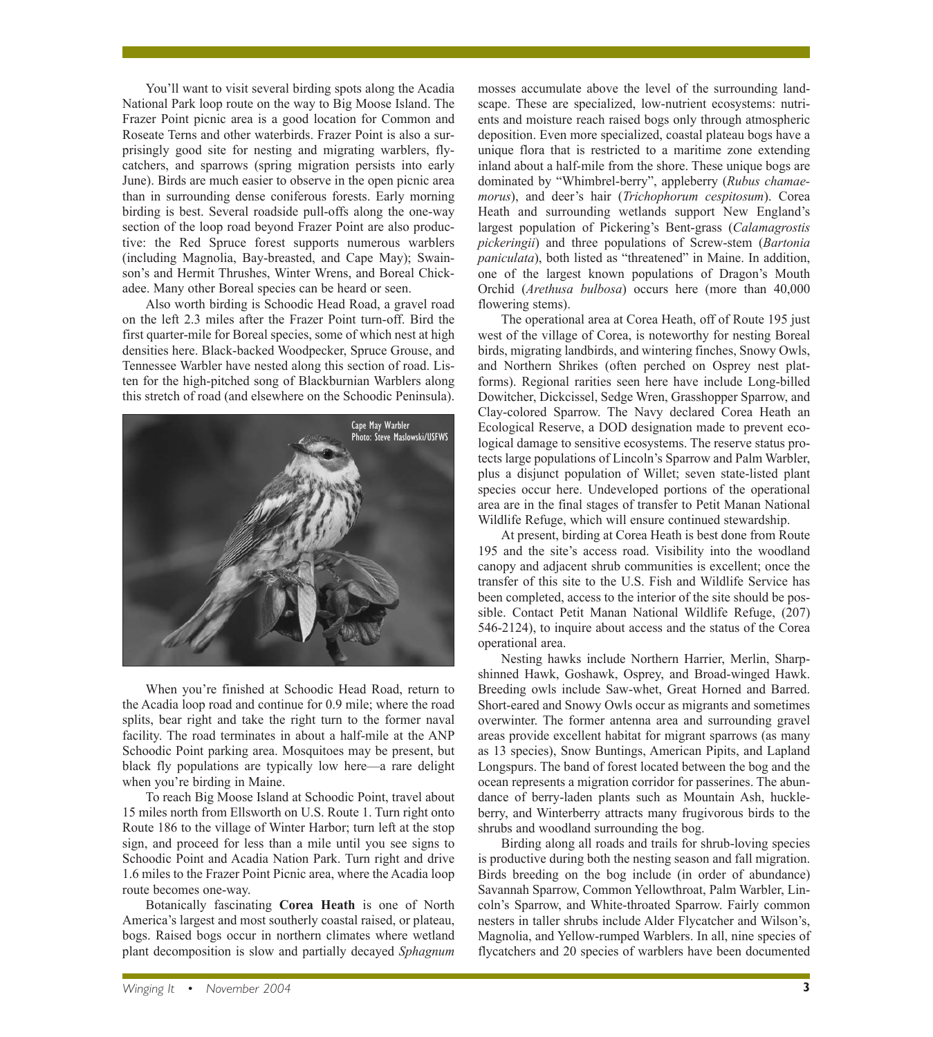You'll want to visit several birding spots along the Acadia National Park loop route on the way to Big Moose Island. The Frazer Point picnic area is a good location for Common and Roseate Terns and other waterbirds. Frazer Point is also a surprisingly good site for nesting and migrating warblers, flycatchers, and sparrows (spring migration persists into early June). Birds are much easier to observe in the open picnic area than in surrounding dense coniferous forests. Early morning birding is best. Several roadside pull-offs along the one-way section of the loop road beyond Frazer Point are also productive: the Red Spruce forest supports numerous warblers (including Magnolia, Bay-breasted, and Cape May); Swainson's and Hermit Thrushes, Winter Wrens, and Boreal Chickadee. Many other Boreal species can be heard or seen.

Also worth birding is Schoodic Head Road, a gravel road on the left 2.3 miles after the Frazer Point turn-off. Bird the first quarter-mile for Boreal species, some of which nest at high densities here. Black-backed Woodpecker, Spruce Grouse, and Tennessee Warbler have nested along this section of road. Listen for the high-pitched song of Blackburnian Warblers along this stretch of road (and elsewhere on the Schoodic Peninsula).

Cape May Warbler
Photo: Steve Maslowski/USFWS

When you're finished at Schoodic Head Road, return to the Acadia loop road and continue for 0.9 mile; where the road splits, bear right and take the right turn to the former naval facility. The road terminates in about a half-mile at the ANP Schoodic Point parking area. Mosquitoes may be present, but black fly populations are typically low here—a rare delight when you're birding in Maine.

To reach Big Moose Island at Schoodic Point, travel about 15 miles north from Ellsworth on U.S. Route 1. Turn right onto Route 186 to the village of Winter Harbor; turn left at the stop sign, and proceed for less than a mile until you see signs to Schoodic Point and Acadia Nation Park. Turn right and drive 1.6 miles to the Frazer Point Picnic area, where the Acadia loop route becomes one-way.

Botanically fascinating **Corea Heath** is one of North America's largest and most southerly coastal raised, or plateau, bogs. Raised bogs occur in northern climates where wetland plant decomposition is slow and partially decayed *Sphagnum* mosses accumulate above the level of the surrounding landscape. These are specialized, low-nutrient ecosystems: nutrients and moisture reach raised bogs only through atmospheric deposition. Even more specialized, coastal plateau bogs have a unique flora that is restricted to a maritime zone extending inland about a half-mile from the shore. These unique bogs are dominated by "Whimbrel-berry", appleberry (*Rubus chamaemorus*), and deer's hair (*Trichophorum cespitosum*). Corea Heath and surrounding wetlands support New England's largest population of Pickering's Bent-grass (*Calamagrostis pickeringii*) and three populations of Screw-stem (*Bartonia paniculata*), both listed as "threatened" in Maine. In addition, one of the largest known populations of Dragon's Mouth Orchid (*Arethusa bulbosa*) occurs here (more than 40,000 flowering stems).

The operational area at Corea Heath, off of Route 195 just west of the village of Corea, is noteworthy for nesting Boreal birds, migrating landbirds, and wintering finches, Snowy Owls, and Northern Shrikes (often perched on Osprey nest platforms). Regional rarities seen here have include Long-billed Dowitcher, Dickcissel, Sedge Wren, Grasshopper Sparrow, and Clay-colored Sparrow. The Navy declared Corea Heath an Ecological Reserve, a DOD designation made to prevent ecological damage to sensitive ecosystems. The reserve status protects large populations of Lincoln's Sparrow and Palm Warbler, plus a disjunct population of Willet; seven state-listed plant species occur here. Undeveloped portions of the operational area are in the final stages of transfer to Petit Manan National Wildlife Refuge, which will ensure continued stewardship.

At present, birding at Corea Heath is best done from Route 195 and the site's access road. Visibility into the woodland canopy and adjacent shrub communities is excellent; once the transfer of this site to the U.S. Fish and Wildlife Service has been completed, access to the interior of the site should be possible. Contact Petit Manan National Wildlife Refuge, (207) 546-2124), to inquire about access and the status of the Corea operational area.

Nesting hawks include Northern Harrier, Merlin, Sharp-shinned Hawk, Goshawk, Osprey, and Broad-winged Hawk. Breeding owls include Saw-whet, Great Horned and Barred. Short-eared and Snowy Owls occur as migrants and sometimes overwinter. The former antenna area and surrounding gravel areas provide excellent habitat for migrant sparrows (as many as 13 species), Snow Buntings, American Pipits, and Lapland Longspurs. The band of forest located between the bog and the ocean represents a migration corridor for passerines. The abundance of berry-laden plants such as Mountain Ash, huckleberry, and Winterberry attracts many frugivorous birds to the shrubs and woodland surrounding the bog.

Birding along all roads and trails for shrub-loving species is productive during both the nesting season and fall migration. Birds breeding on the bog include (in order of abundance) Savannah Sparrow, Common Yellowthroat, Palm Warbler, Lincoln's Sparrow, and White-throated Sparrow. Fairly common nesters in taller shrubs include Alder Flycatcher and Wilson's, Magnolia, and Yellow-rumped Warblers. In all, nine species of flycatchers and 20 species of warblers have been documented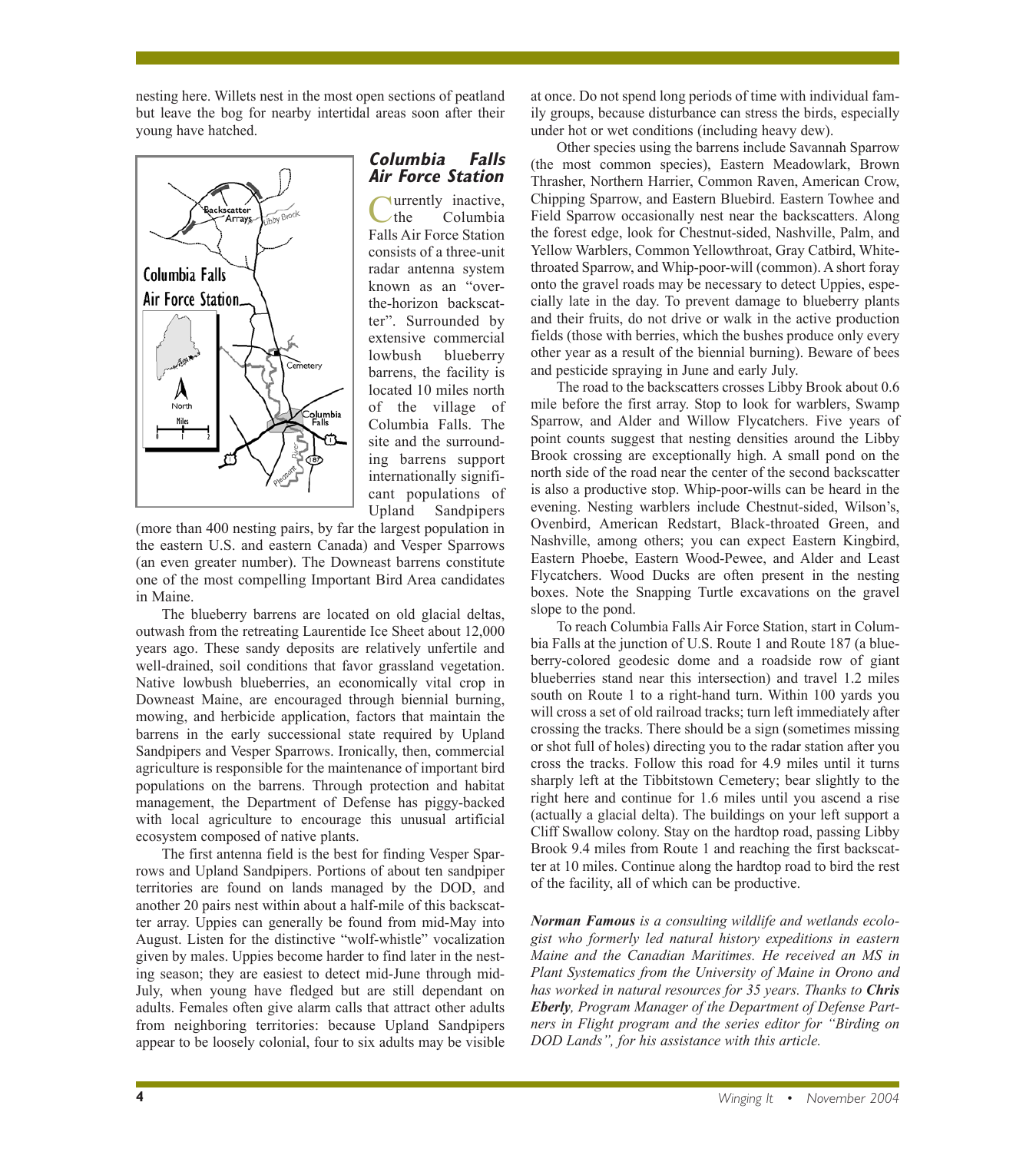nesting here. Willets nest in the most open sections of peatland but leave the bog for nearby intertidal areas soon after their young have hatched.

Backscatter Arrays
Libby Brook
Columbia Falls Air Force Station
Cemetery
Columbia Falls
North
Miles
0 1 2
1
187
1
Pleasant River

### Columbia Falls Air Force Station

Currently inactive, the Columbia Falls Air Force Station consists of a three-unit radar antenna system known as an "over-the-horizon backscatter". Surrounded by extensive commercial lowbush blueberry barrens, the facility is located 10 miles north of the village of Columbia Falls. The site and the surrounding barrens support internationally significant populations of Upland Sandpipers (more than 400 nesting pairs, by far the largest population in the eastern U.S. and eastern Canada) and Vesper Sparrows (an even greater number). The Downeast barrens constitute one of the most compelling Important Bird Area candidates in Maine.

The blueberry barrens are located on old glacial deltas, outwash from the retreating Laurentide Ice Sheet about 12,000 years ago. These sandy deposits are relatively unfertile and well-drained, soil conditions that favor grassland vegetation. Native lowbush blueberries, an economically vital crop in Downeast Maine, are encouraged through biennial burning, mowing, and herbicide application, factors that maintain the barrens in the early successional state required by Upland Sandpipers and Vesper Sparrows. Ironically, then, commercial agriculture is responsible for the maintenance of important bird populations on the barrens. Through protection and habitat management, the Department of Defense has piggy-backed with local agriculture to encourage this unusual artificial ecosystem composed of native plants.

The first antenna field is the best for finding Vesper Sparrows and Upland Sandpipers. Portions of about ten sandpiper territories are found on lands managed by the DOD, and another 20 pairs nest within about a half-mile of this backscatter array. Uppies can generally be found from mid-May into August. Listen for the distinctive "wolf-whistle" vocalization given by males. Uppies become harder to find later in the nesting season; they are easiest to detect mid-June through mid-July, when young have fledged but are still dependant on adults. Females often give alarm calls that attract other adults from neighboring territories: because Upland Sandpipers appear to be loosely colonial, four to six adults may be visible at once. Do not spend long periods of time with individual family groups, because disturbance can stress the birds, especially under hot or wet conditions (including heavy dew).

Other species using the barrens include Savannah Sparrow (the most common species), Eastern Meadowlark, Brown Thrasher, Northern Harrier, Common Raven, American Crow, Chipping Sparrow, and Eastern Bluebird. Eastern Towhee and Field Sparrow occasionally nest near the backscatters. Along the forest edge, look for Chestnut-sided, Nashville, Palm, and Yellow Warblers, Common Yellowthroat, Gray Catbird, White-throated Sparrow, and Whip-poor-will (common). A short foray onto the gravel roads may be necessary to detect Uppies, especially late in the day. To prevent damage to blueberry plants and their fruits, do not drive or walk in the active production fields (those with berries, which the bushes produce only every other year as a result of the biennial burning). Beware of bees and pesticide spraying in June and early July.

The road to the backscatters crosses Libby Brook about 0.6 mile before the first array. Stop to look for warblers, Swamp Sparrow, and Alder and Willow Flycatchers. Five years of point counts suggest that nesting densities around the Libby Brook crossing are exceptionally high. A small pond on the north side of the road near the center of the second backscatter is also a productive stop. Whip-poor-wills can be heard in the evening. Nesting warblers include Chestnut-sided, Wilson's, Ovenbird, American Redstart, Black-throated Green, and Nashville, among others; you can expect Eastern Kingbird, Eastern Phoebe, Eastern Wood-Pewee, and Alder and Least Flycatchers. Wood Ducks are often present in the nesting boxes. Note the Snapping Turtle excavations on the gravel slope to the pond.

To reach Columbia Falls Air Force Station, start in Columbia Falls at the junction of U.S. Route 1 and Route 187 (a blueberry-colored geodesic dome and a roadside row of giant blueberries stand near this intersection) and travel 1.2 miles south on Route 1 to a right-hand turn. Within 100 yards you will cross a set of old railroad tracks; turn left immediately after crossing the tracks. There should be a sign (sometimes missing or shot full of holes) directing you to the radar station after you cross the tracks. Follow this road for 4.9 miles until it turns sharply left at the Tibbitstown Cemetery; bear slightly to the right here and continue for 1.6 miles until you ascend a rise (actually a glacial delta). The buildings on your left support a Cliff Swallow colony. Stay on the hardtop road, passing Libby Brook 9.4 miles from Route 1 and reaching the first backscatter at 10 miles. Continue along the hardtop road to bird the rest of the facility, all of which can be productive.

***Norman Famous*** *is a consulting wildlife and wetlands ecologist who formerly led natural history expeditions in eastern Maine and the Canadian Maritimes. He received an MS in Plant Systematics from the University of Maine in Orono and has worked in natural resources for 35 years. Thanks to* ***Chris Eberly****, Program Manager of the Department of Defense Partners in Flight program and the series editor for "Birding on DOD Lands", for his assistance with this article.*